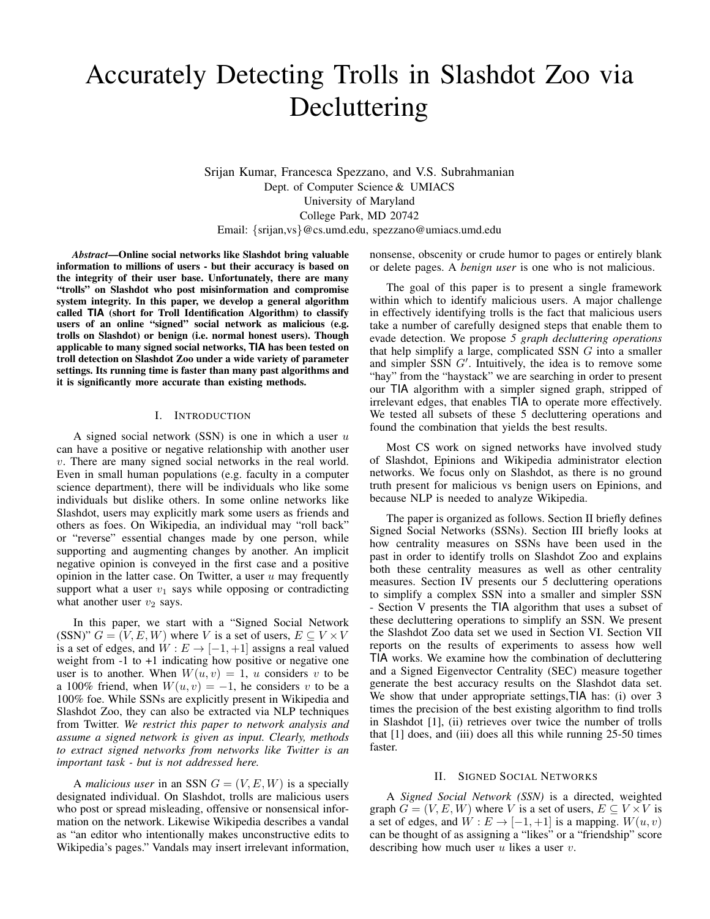# Accurately Detecting Trolls in Slashdot Zoo via Decluttering

Srijan Kumar, Francesca Spezzano, and V.S. Subrahmanian
Dept. of Computer Science & UMIACS
University of Maryland
College Park, MD 20742
Email: {srijan,vs}@cs.umd.edu, spezzano@umiacs.umd.edu

***Abstract*—Online social networks like Slashdot bring valuable information to millions of users - but their accuracy is based on the integrity of their user base. Unfortunately, there are many "trolls" on Slashdot who post misinformation and compromise system integrity. In this paper, we develop a general algorithm called TIA (short for Troll Identification Algorithm) to classify users of an online "signed" social network as malicious (e.g. trolls on Slashdot) or benign (i.e. normal honest users). Though applicable to many signed social networks, TIA has been tested on troll detection on Slashdot Zoo under a wide variety of parameter settings. Its running time is faster than many past algorithms and it is significantly more accurate than existing methods.**

## I. Introduction

A signed social network (SSN) is one in which a user $u$ can have a positive or negative relationship with another user $v$. There are many signed social networks in the real world. Even in small human populations (e.g. faculty in a computer science department), there will be individuals who like some individuals but dislike others. In some online networks like Slashdot, users may explicitly mark some users as friends and others as foes. On Wikipedia, an individual may "roll back" or "reverse" essential changes made by one person, while supporting and augmenting changes by another. An implicit negative opinion is conveyed in the first case and a positive opinion in the latter case. On Twitter, a user $u$ may frequently support what a user $v_1$ says while opposing or contradicting what another user $v_2$ says.

In this paper, we start with a "Signed Social Network (SSN)" $G = (V, E, W)$ where $V$ is a set of users, $E \subseteq V \times V$ is a set of edges, and $W : E \rightarrow [-1, +1]$ assigns a real valued weight from -1 to +1 indicating how positive or negative one user is to another. When $W(u, v) = 1$, $u$ considers $v$ to be a 100% friend, when $W(u, v) = -1$, he considers $v$ to be a 100% foe. While SSNs are explicitly present in Wikipedia and Slashdot Zoo, they can also be extracted via NLP techniques from Twitter. *We restrict this paper to network analysis and assume a signed network is given as input. Clearly, methods to extract signed networks from networks like Twitter is an important task - but is not addressed here.*

A *malicious user* in an SSN $G = (V, E, W)$ is a specially designated individual. On Slashdot, trolls are malicious users who post or spread misleading, offensive or nonsensical information on the network. Likewise Wikipedia describes a vandal as "an editor who intentionally makes unconstructive edits to Wikipedia's pages." Vandals may insert irrelevant information, nonsense, obscenity or crude humor to pages or entirely blank or delete pages. A *benign user* is one who is not malicious.

The goal of this paper is to present a single framework within which to identify malicious users. A major challenge in effectively identifying trolls is the fact that malicious users take a number of carefully designed steps that enable them to evade detection. We propose *5 graph decluttering operations* that help simplify a large, complicated SSN $G$ into a smaller and simpler SSN $G'$. Intuitively, the idea is to remove some "hay" from the "haystack" we are searching in order to present our TIA algorithm with a simpler signed graph, stripped of irrelevant edges, that enables TIA to operate more effectively. We tested all subsets of these 5 decluttering operations and found the combination that yields the best results.

Most CS work on signed networks have involved study of Slashdot, Epinions and Wikipedia administrator election networks. We focus only on Slashdot, as there is no ground truth present for malicious vs benign users on Epinions, and because NLP is needed to analyze Wikipedia.

The paper is organized as follows. Section II briefly defines Signed Social Networks (SSNs). Section III briefly looks at how centrality measures on SSNs have been used in the past in order to identify trolls on Slashdot Zoo and explains both these centrality measures as well as other centrality measures. Section IV presents our 5 decluttering operations to simplify a complex SSN into a smaller and simpler SSN - Section V presents the TIA algorithm that uses a subset of these decluttering operations to simplify an SSN. We present the Slashdot Zoo data set we used in Section VI. Section VII reports on the results of experiments to assess how well TIA works. We examine how the combination of decluttering and a Signed Eigenvector Centrality (SEC) measure together generate the best accuracy results on the Slashdot data set. We show that under appropriate settings,TIA has: (i) over 3 times the precision of the best existing algorithm to find trolls in Slashdot [1], (ii) retrieves over twice the number of trolls that [1] does, and (iii) does all this while running 25-50 times faster.

## II. Signed Social Networks

A *Signed Social Network (SSN)* is a directed, weighted graph $G = (V, E, W)$ where $V$ is a set of users, $E \subseteq V \times V$ is a set of edges, and $W : E \rightarrow [-1, +1]$ is a mapping. $W(u, v)$ can be thought of as assigning a "likes" or a "friendship" score describing how much user $u$ likes a user $v$.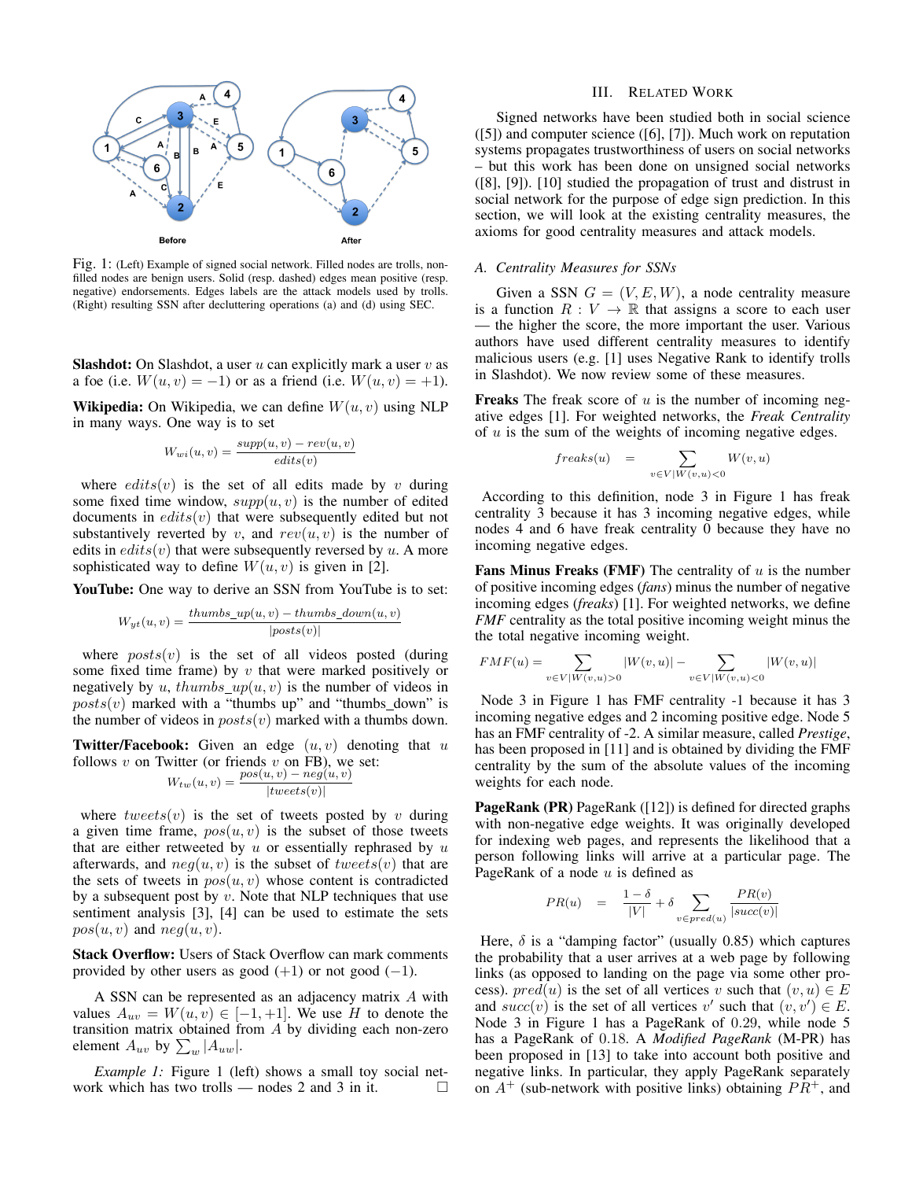Fig. 1: (Left) Example of signed social network. Filled nodes are trolls, non-filled nodes are benign users. Solid (resp. dashed) edges mean positive (resp. negative) endorsements. Edges labels are the attack models used by trolls. (Right) resulting SSN after decluttering operations (a) and (d) using SEC.

**Slashdot:** On Slashdot, a user $u$ can explicitly mark a user $v$ as a foe (i.e. $W(u,v) = -1$) or as a friend (i.e. $W(u,v) = +1$).

**Wikipedia:** On Wikipedia, we can define $W(u,v)$ using NLP in many ways. One way is to set

$$W_{wi}(u,v) = \frac{supp(u,v) - rev(u,v)}{edits(v)}$$

where $edits(v)$ is the set of all edits made by $v$ during some fixed time window, $supp(u,v)$ is the number of edited documents in $edits(v)$ that were subsequently edited but not substantively reverted by $v$, and $rev(u,v)$ is the number of edits in $edits(v)$ that were subsequently reversed by $u$. A more sophisticated way to define $W(u,v)$ is given in [2].

**YouTube:** One way to derive an SSN from YouTube is to set:

$$W_{yt}(u,v) = \frac{thumbs\_up(u,v) - thumbs\_down(u,v)}{|posts(v)|}$$

where $posts(v)$ is the set of all videos posted (during some fixed time frame) by $v$ that were marked positively or negatively by $u$, $thumbs\_up(u,v)$ is the number of videos in $posts(v)$ marked with a "thumbs up" and "thumbs\_down" is the number of videos in $posts(v)$ marked with a thumbs down.

**Twitter/Facebook:** Given an edge $(u,v)$ denoting that $u$ follows $v$ on Twitter (or friends $v$ on FB), we set:

$$W_{tw}(u,v) = \frac{pos(u,v) - neg(u,v)}{|tweets(v)|}$$

where $tweets(v)$ is the set of all tweets posted by $v$ during a given time frame, $pos(u,v)$ is the subset of those tweets that are either retweeted by $u$ or essentially rephrased by $u$ afterwards, and $neg(u,v)$ is the subset of $tweets(v)$ that are the sets of tweets in $pos(u,v)$ whose content is contradicted by a subsequent post by $v$. Note that NLP techniques that use sentiment analysis [3], [4] can be used to estimate the sets $pos(u,v)$ and $neg(u,v)$.

**Stack Overflow:** Users of Stack Overflow can mark comments provided by other users as good $(+1)$ or not good $(-1)$.

A SSN can be represented as an adjacency matrix $A$ with values $A_{uv} = W(u,v) \in [-1,+1]$. We use $H$ to denote the transition matrix obtained from $A$ by dividing each non-zero element $A_{uv}$ by $\sum_w |A_{uw}|$.

*Example 1:* Figure 1 (left) shows a small toy social network which has two trolls — nodes 2 and 3 in it. □

## III. Related Work

Signed networks have been studied both in social science ([5]) and computer science ([6], [7]). Much work on reputation systems propagates trustworthiness of users on social networks – but this work has been done on unsigned social networks ([8], [9]). [10] studied the propagation of trust and distrust in social network for the purpose of edge sign prediction. In this section, we will look at the existing centrality measures, the axioms for good centrality measures and attack models.

### A. Centrality Measures for SSNs

Given a SSN $G = (V, E, W)$, a node centrality measure is a function $R : V \to \mathbb{R}$ that assigns a score to each user — the higher the score, the more important the user. Various authors have used different centrality measures to identify malicious users (e.g. [1] uses Negative Rank to identify trolls in Slashdot). We now review some of these measures.

**Freaks** The freak score of $u$ is the number of incoming negative edges [1]. For weighted networks, the *Freak Centrality* of $u$ is the sum of the weights of incoming negative edges.

$$freaks(u) \quad = \quad \sum_{v \in V | W(v,u) < 0} W(v,u)$$

According to this definition, node 3 in Figure 1 has freak centrality 3 because it has 3 incoming negative edges, while nodes 4 and 6 have freak centrality 0 because they have no incoming negative edges.

**Fans Minus Freaks (FMF)** The centrality of $u$ is the number of positive incoming edges (*fans*) minus the number of negative incoming edges (*freaks*) [1]. For weighted networks, we define *FMF* centrality as the total positive incoming weight minus the the total negative incoming weight.

$$FMF(u) = \sum_{v \in V | W(v,u) > 0} |W(v,u)| - \sum_{v \in V | W(v,u) < 0} |W(v,u)|$$

Node 3 in Figure 1 has FMF centrality -1 because it has 3 incoming negative edges and 2 incoming positive edge. Node 5 has an FMF centrality of -2. A similar measure, called *Prestige*, has been proposed in [11] and is obtained by dividing the FMF centrality by the sum of the absolute values of the incoming weights for each node.

**PageRank (PR)** PageRank ([12]) is defined for directed graphs with non-negative edge weights. It was originally developed for indexing web pages, and represents the likelihood that a person following links will arrive at a particular page. The PageRank of a node $u$ is defined as

$$PR(u) \quad = \quad \frac{1-\delta}{|V|} + \delta \sum_{v \in pred(u)} \frac{PR(v)}{|succ(v)|}$$

Here, $\delta$ is a "damping factor" (usually 0.85) which captures the probability that a user arrives at a web page by following links (as opposed to landing on the page via some other process). $pred(u)$ is the set of all vertices $v$ such that $(v,u) \in E$ and $succ(v)$ is the set of all vertices $v'$ such that $(v,v') \in E$. Node 3 in Figure 1 has a PageRank of 0.29, while node 5 has a PageRank of 0.18. A *Modified PageRank* (M-PR) has been proposed in [13] to take into account both positive and negative links. In particular, they apply PageRank separately on $A^+$ (sub-network with positive links) obtaining $PR^+$, and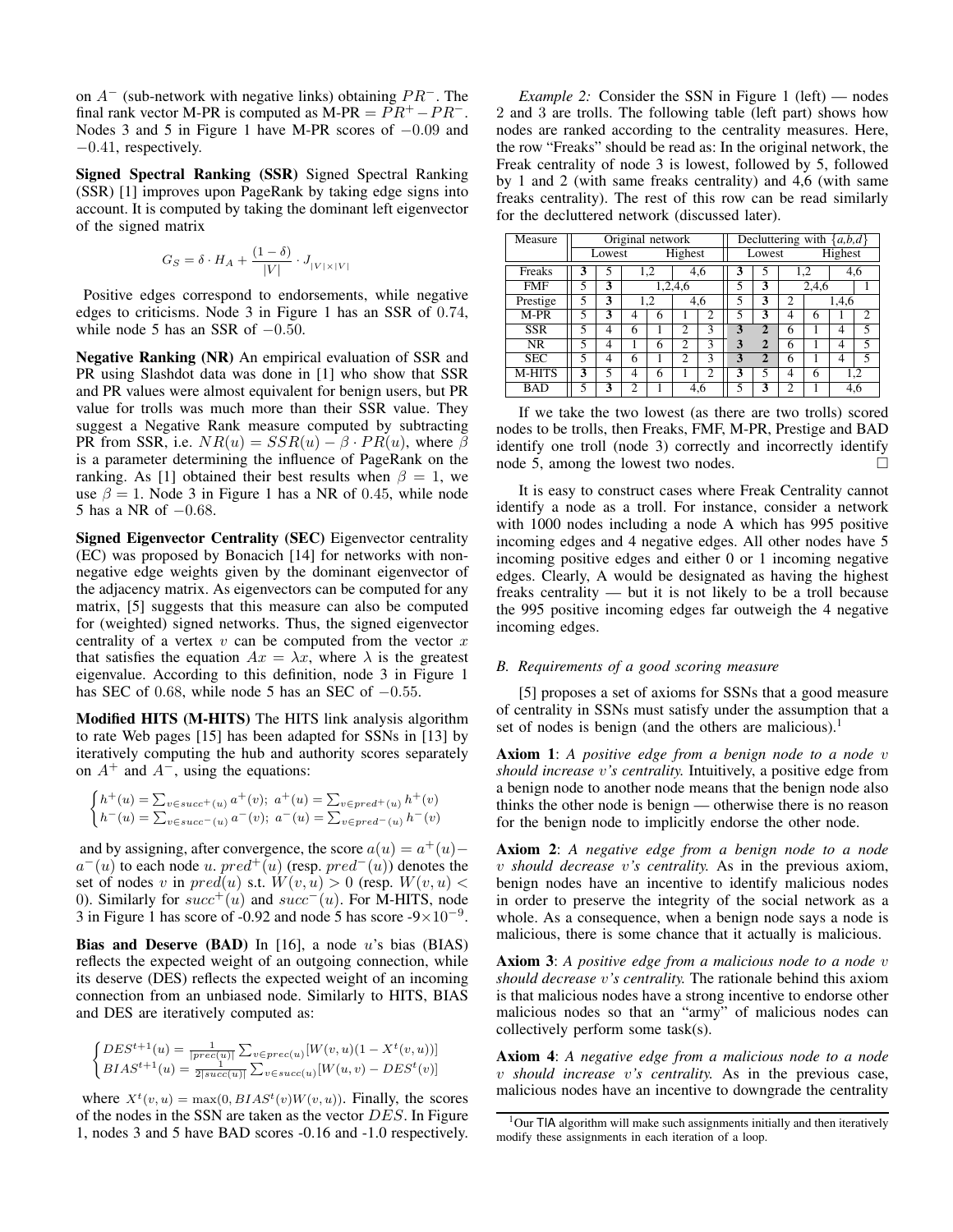on $A^-$ (sub-network with negative links) obtaining $PR^-$. The final rank vector M-PR is computed as M-PR $= PR^+ - PR^-$. Nodes 3 and 5 in Figure 1 have M-PR scores of $-0.09$ and $-0.41$, respectively.

**Signed Spectral Ranking (SSR)** Signed Spectral Ranking (SSR) [1] improves upon PageRank by taking edge signs into account. It is computed by taking the dominant left eigenvector of the signed matrix

$$G_S = \delta \cdot H_A + \frac{(1-\delta)}{|V|} \cdot J_{|V|\times|V|}$$

Positive edges correspond to endorsements, while negative edges to criticisms. Node 3 in Figure 1 has an SSR of $0.74$, while node 5 has an SSR of $-0.50$.

**Negative Ranking (NR)** An empirical evaluation of SSR and PR using Slashdot data was done in [1] who show that SSR and PR values were almost equivalent for benign users, but PR value for trolls was much more than their SSR value. They suggest a Negative Rank measure computed by subtracting PR from SSR, i.e. $NR(u) = SSR(u) - \beta \cdot PR(u)$, where $\beta$ is a parameter determining the influence of PageRank on the ranking. As [1] obtained their best results when $\beta = 1$, we use $\beta = 1$. Node 3 in Figure 1 has a NR of $0.45$, while node 5 has a NR of $-0.68$.

**Signed Eigenvector Centrality (SEC)** Eigenvector centrality (EC) was proposed by Bonacich [14] for networks with non-negative edge weights given by the dominant eigenvector of the adjacency matrix. As eigenvectors can be computed for any matrix, [5] suggests that this measure can also be computed for (weighted) signed networks. Thus, the signed eigenvector centrality of a vertex $v$ can be computed from the vector $x$ that satisfies the equation $Ax = \lambda x$, where $\lambda$ is the greatest eigenvalue. According to this definition, node 3 in Figure 1 has SEC of $0.68$, while node 5 has an SEC of $-0.55$.

**Modified HITS (M-HITS)** The HITS link analysis algorithm to rate Web pages [15] has been adapted for SSNs in [13] by iteratively computing the hub and authority scores separately on $A^+$ and $A^-$, using the equations:

$$\begin{cases} h^+(u) = \sum_{v \in succ^+(u)} a^+(v);\ a^+(u) = \sum_{v \in pred^+(u)} h^+(v) \\ h^-(u) = \sum_{v \in succ^-(u)} a^-(v);\ a^-(u) = \sum_{v \in pred^-(u)} h^-(v) \end{cases}$$

and by assigning, after convergence, the score $a(u) = a^+(u) - a^-(u)$ to each node $u$. $pred^+(u)$ (resp. $pred^-(u)$) denotes the set of nodes $v$ in $pred(u)$ s.t. $W(v,u) > 0$ (resp. $W(v,u) < 0$). Similarly for $succ^+(u)$ and $succ^-(u)$. For M-HITS, node 3 in Figure 1 has score of -0.92 and node 5 has score $-9\times10^{-9}$.

**Bias and Deserve (BAD)** In [16], a node $u$'s bias (BIAS) reflects the expected weight of an outgoing connection, while its deserve (DES) reflects the expected weight of an incoming connection from an unbiased node. Similarly to HITS, BIAS and DES are iteratively computed as:

$$\begin{cases} DES^{t+1}(u) = \frac{1}{|prec(u)|} \sum_{v \in prec(u)} [W(v,u)(1 - X^t(v,u))] \\ BIAS^{t+1}(u) = \frac{1}{2|succ(u)|} \sum_{v \in succ(u)} [W(u,v) - DES^t(v)] \end{cases}$$

where $X^t(v,u) = \max(0, BIAS^t(v)W(v,u))$. Finally, the scores of the nodes in the SSN are taken as the vector $DES$. In Figure 1, nodes 3 and 5 have BAD scores -0.16 and -1.0 respectively.

*Example 2:* Consider the SSN in Figure 1 (left) — nodes 2 and 3 are trolls. The following table (left part) shows how nodes are ranked according to the centrality measures. Here, the row "Freaks" should be read as: In the original network, the Freak centrality of node 3 is lowest, followed by 5, followed by 1 and 2 (with same freaks centrality) and 4,6 (with same freaks centrality). The rest of this row can be read similarly for the decluttered network (discussed later).

| Measure | Original network | | | | | | Decluttering with $\{a,b,d\}$ | | | | | |
|---|---|---|---|---|---|---|---|---|---|---|---|---|
| | Lowest | | | | | Highest | Lowest | | | | | Highest |
| Freaks | **3** | 5 | 1,2 | | 4,6 | | **3** | 5 | 1,2 | | 4,6 | |
| FMF | 5 | **3** | 1,2,4,6 | | | | 5 | **3** | 2,4,6 | | | 1 |
| Prestige | 5 | **3** | 1,2 | | 4,6 | | 5 | **3** | 2 | 1,4,6 | | |
| M-PR | 5 | **3** | 4 | 6 | 1 | 2 | 5 | **3** | 4 | 6 | 1 | 2 |
| SSR | 5 | 4 | 6 | 1 | 2 | 3 | **3** | **2** | 6 | 1 | 4 | 5 |
| NR | 5 | 4 | 1 | 6 | 2 | 3 | **3** | **2** | 6 | 1 | 4 | 5 |
| SEC | 5 | 4 | 6 | 1 | 2 | 3 | **3** | **2** | 6 | 1 | 4 | 5 |
| M-HITS | **3** | 5 | 4 | 6 | 1 | 2 | **3** | 5 | 4 | 6 | 1,2 | |
| BAD | 5 | **3** | 2 | 1 | 4,6 | | 5 | **3** | 2 | 1 | 4,6 | |

If we take the two lowest (as there are two trolls) scored nodes to be trolls, then Freaks, FMF, M-PR, Prestige and BAD identify one troll (node 3) correctly and incorrectly identify node 5, among the lowest two nodes. □

It is easy to construct cases where Freak Centrality cannot identify a node as a troll. For instance, consider a network with 1000 nodes including a node A which has 995 positive incoming edges and 4 negative edges. All other nodes have 5 incoming positive edges and either 0 or 1 incoming negative edges. Clearly, A would be designated as having the highest freaks centrality — but it is not likely to be a troll because the 995 positive incoming edges far outweigh the 4 negative incoming edges.

### B. Requirements of a good scoring measure

[5] proposes a set of axioms for SSNs that a good measure of centrality in SSNs must satisfy under the assumption that a set of nodes is benign (and the others are malicious).[1]

**Axiom 1**: *A positive edge from a benign node to a node $v$ should increase $v$'s centrality.* Intuitively, a positive edge from a benign node to another node means that the benign node also thinks the other node is benign — otherwise there is no reason for the benign node to implicitly endorse the other node.

**Axiom 2**: *A negative edge from a benign node to a node $v$ should decrease $v$'s centrality.* As in the previous axiom, benign nodes have an incentive to identify malicious nodes in order to preserve the integrity of the social network as a whole. As a consequence, when a benign node says a node is malicious, there is some chance that it actually is malicious.

**Axiom 3**: *A positive edge from a malicious node to a node $v$ should decrease $v$'s centrality.* The rationale behind this axiom is that malicious nodes have a strong incentive to endorse other malicious nodes so that an "army" of malicious nodes can collectively perform some task(s).

**Axiom 4**: *A negative edge from a malicious node to a node $v$ should increase $v$'s centrality.* As in the previous case, malicious nodes have an incentive to downgrade the centrality

[1] Our TIA algorithm will make such assignments initially and then iteratively modify these assignments in each iteration of a loop.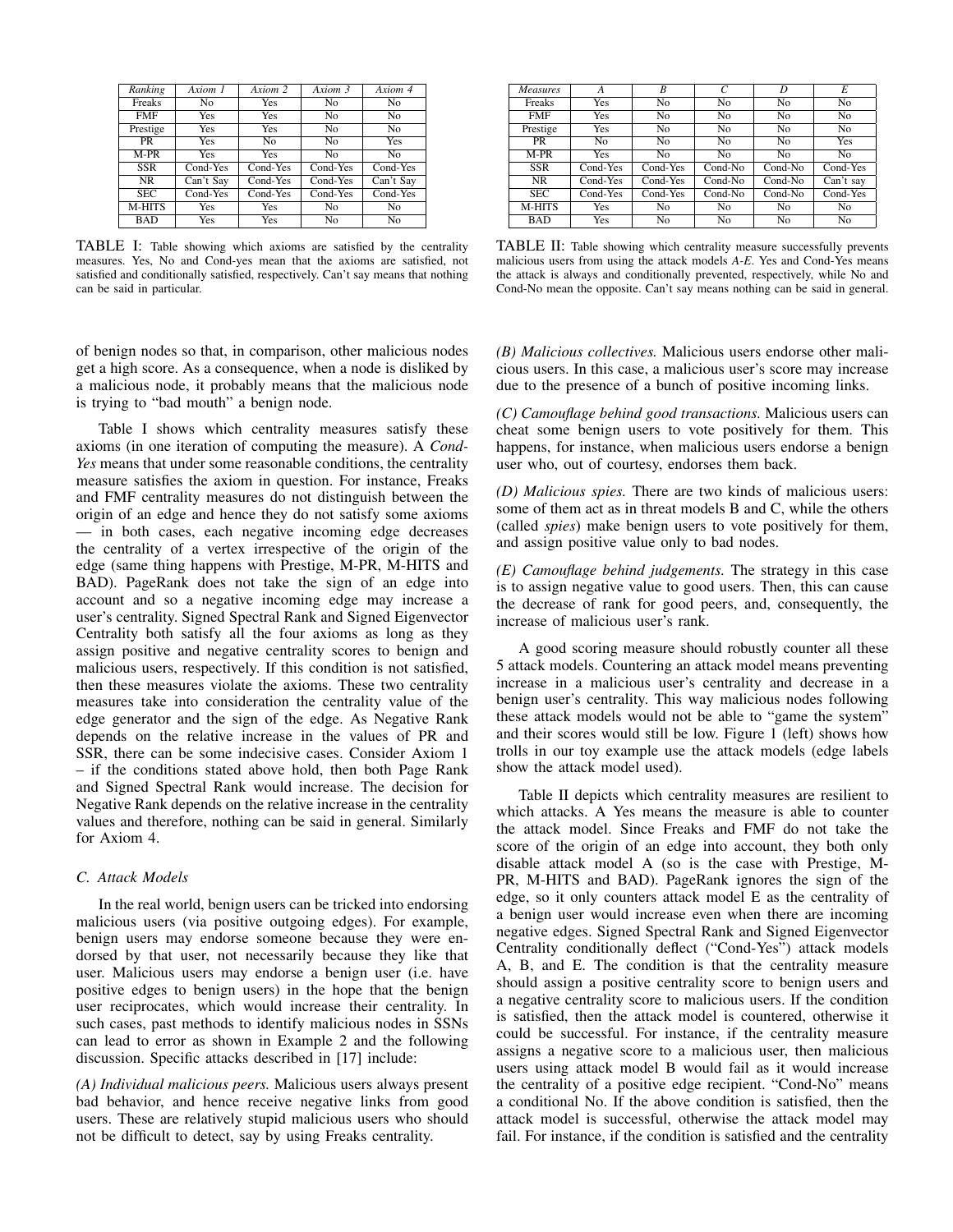| Ranking | Axiom 1 | Axiom 2 | Axiom 3 | Axiom 4 |
|---|---|---|---|---|
| Freaks | No | Yes | No | No |
| FMF | Yes | Yes | No | No |
| Prestige | Yes | Yes | No | No |
| PR | Yes | No | No | Yes |
| M-PR | Yes | Yes | No | No |
| SSR | Cond-Yes | Cond-Yes | Cond-Yes | Cond-Yes |
| NR | Can't Say | Cond-Yes | Cond-Yes | Can't Say |
| SEC | Cond-Yes | Cond-Yes | Cond-Yes | Cond-Yes |
| M-HITS | Yes | Yes | No | No |
| BAD | Yes | Yes | No | No |

TABLE I: Table showing which axioms are satisfied by the centrality measures. Yes, No and Cond-yes mean that the axioms are satisfied, not satisfied and conditionally satisfied, respectively. Can't say means that nothing can be said in particular.

| Measures | A | B | C | D | E |
|---|---|---|---|---|---|
| Freaks | Yes | No | No | No | No |
| FMF | Yes | No | No | No | No |
| Prestige | Yes | No | No | No | No |
| PR | No | No | No | No | Yes |
| M-PR | Yes | No | No | No | No |
| SSR | Cond-Yes | Cond-Yes | Cond-No | Cond-No | Cond-Yes |
| NR | Cond-Yes | Cond-Yes | Cond-No | Cond-No | Can't say |
| SEC | Cond-Yes | Cond-Yes | Cond-No | Cond-No | Cond-Yes |
| M-HITS | Yes | No | No | No | No |
| BAD | Yes | No | No | No | No |

TABLE II: Table showing which centrality measure successfully prevents malicious users from using the attack models *A-E*. Yes and Cond-Yes means the attack is always and conditionally prevented, respectively, while No and Cond-No mean the opposite. Can't say means nothing can be said in general.

of benign nodes so that, in comparison, other malicious nodes get a high score. As a consequence, when a node is disliked by a malicious node, it probably means that the malicious node is trying to "bad mouth" a benign node.

Table I shows which centrality measures satisfy these axioms (in one iteration of computing the measure). A *Cond-Yes* means that under some reasonable conditions, the centrality measure satisfies the axiom in question. For instance, Freaks and FMF centrality measures do not distinguish between the origin of an edge and hence they do not satisfy some axioms — in both cases, each negative incoming edge decreases the centrality of a vertex irrespective of the origin of the edge (same thing happens with Prestige, M-PR, M-HITS and BAD). PageRank does not take the sign of an edge into account and so a negative incoming edge may increase a user's centrality. Signed Spectral Rank and Signed Eigenvector Centrality both satisfy all the four axioms as long as they assign positive and negative centrality scores to benign and malicious users, respectively. If this condition is not satisfied, then these measures violate the axioms. These two centrality measures take into consideration the centrality value of the edge generator and the sign of the edge. As Negative Rank depends on the relative increase in the values of PR and SSR, there can be some indecisive cases. Consider Axiom 1 – if the conditions stated above hold, then both Page Rank and Signed Spectral Rank would increase. The decision for Negative Rank depends on the relative increase in the centrality values and therefore, nothing can be said in general. Similarly for Axiom 4.

### C. Attack Models

In the real world, benign users can be tricked into endorsing malicious users (via positive outgoing edges). For example, benign users may endorse someone because they were endorsed by that user, not necessarily because they like that user. Malicious users may endorse a benign user (i.e. have positive edges to benign users) in the hope that the benign user reciprocates, which would increase their centrality. In such cases, past methods to identify malicious nodes in SSNs can lead to error as shown in Example 2 and the following discussion. Specific attacks described in [17] include:

*(A) Individual malicious peers.* Malicious users always present bad behavior, and hence receive negative links from good users. These are relatively stupid malicious users who should not be difficult to detect, say by using Freaks centrality.

*(B) Malicious collectives.* Malicious users endorse other malicious users. In this case, a malicious user's score may increase due to the presence of a bunch of positive incoming links.

*(C) Camouflage behind good transactions.* Malicious users can cheat some benign users to vote positively for them. This happens, for instance, when malicious users endorse a benign user who, out of courtesy, endorses them back.

*(D) Malicious spies.* There are two kinds of malicious users: some of them act as in threat models B and C, while the others (called *spies*) make benign users to vote positively for them, and assign positive value only to bad nodes.

*(E) Camouflage behind judgements.* The strategy in this case is to assign negative value to good users. Then, this can cause the decrease of rank for good peers, and, consequently, the increase of malicious user's rank.

A good scoring measure should robustly counter all these 5 attack models. Countering an attack model means preventing increase in a malicious user's centrality and decrease in a benign user's centrality. This way malicious nodes following these attack models would not be able to "game the system" and their scores would still be low. Figure 1 (left) shows how trolls in our toy example use the attack models (edge labels show the attack model used).

Table II depicts which centrality measures are resilient to which attacks. A Yes means the measure is able to counter the attack model. Since Freaks and FMF do not take the score of the origin of an edge into account, they both only disable attack model A (so is the case with Prestige, M-PR, M-HITS and BAD). PageRank ignores the sign of the edge, so it only counters attack model E as the centrality of a benign user would increase even when there are incoming negative edges. Signed Spectral Rank and Signed Eigenvector Centrality conditionally deflect ("Cond-Yes") attack models A, B, and E. The condition is that the centrality measure should assign a positive centrality score to benign users and a negative centrality score to malicious users. If the condition is satisfied, then the attack model is countered, otherwise it could be successful. For instance, if the centrality measure assigns a negative score to a malicious user, then malicious users using attack model B would fail as it would increase the centrality of a positive edge recipient. "Cond-No" means a conditional No. If the above condition is satisfied, then the attack model is successful, otherwise the attack model may fail. For instance, if the condition is satisfied and the centrality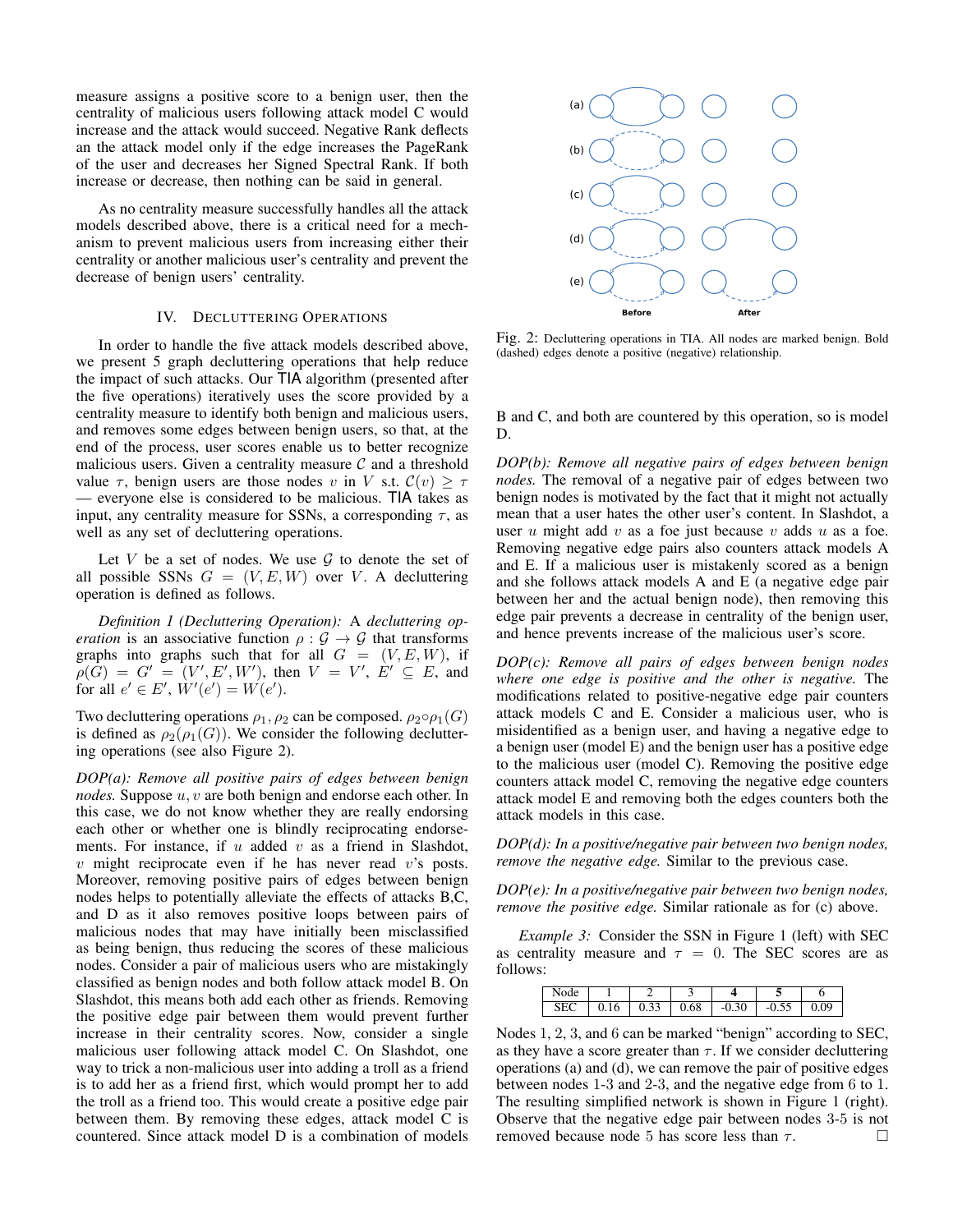measure assigns a positive score to a benign user, then the centrality of malicious users following attack model C would increase and the attack would succeed. Negative Rank deflects an the attack model only if the edge increases the PageRank of the user and decreases her Signed Spectral Rank. If both increase or decrease, then nothing can be said in general.

As no centrality measure successfully handles all the attack models described above, there is a critical need for a mechanism to prevent malicious users from increasing either their centrality or another malicious user's centrality and prevent the decrease of benign users' centrality.

## IV. Decluttering Operations

In order to handle the five attack models described above, we present 5 graph decluttering operations that help reduce the impact of such attacks. Our TIA algorithm (presented after the five operations) iteratively uses the score provided by a centrality measure to identify both benign and malicious users, and removes some edges between benign users, so that, at the end of the process, user scores enable us to better recognize malicious users. Given a centrality measure $\mathcal{C}$ and a threshold value $\tau$, benign users are those nodes $v$ in $V$ s.t. $\mathcal{C}(v) \geq \tau$ — everyone else is considered to be malicious. TIA takes as input, any centrality measure for SSNs, a corresponding $\tau$, as well as any set of decluttering operations.

Let $V$ be a set of nodes. We use $\mathcal{G}$ to denote the set of all possible SSNs $G = (V, E, W)$ over $V$. A decluttering operation is defined as follows.

*Definition 1 (Decluttering Operation):* A *decluttering operation* is an associative function $\rho : \mathcal{G} \to \mathcal{G}$ that transforms graphs into graphs such that for all $G = (V, E, W)$, if $\rho(G) = G' = (V', E', W')$, then $V = V'$, $E' \subseteq E$, and for all $e' \in E'$, $W'(e') = W(e')$.

Two decluttering operations $\rho_1, \rho_2$ can be composed. $\rho_2 \circ \rho_1(G)$ is defined as $\rho_2(\rho_1(G))$. We consider the following decluttering operations (see also Figure 2).

*DOP(a): Remove all positive pairs of edges between benign nodes.* Suppose $u, v$ are both benign and endorse each other. In this case, we do not know whether they are really endorsing each other or whether one is blindly reciprocating endorsements. For instance, if $u$ added $v$ as a friend in Slashdot, $v$ might reciprocate even if he has never read $v$'s posts. Moreover, removing positive pairs of edges between benign nodes helps to potentially alleviate the effects of attacks B,C, and D as it also removes positive loops between pairs of malicious nodes that may have initially been misclassified as being benign, thus reducing the scores of these malicious nodes. Consider a pair of malicious users who are mistakingly classified as benign nodes and both follow attack model B. On Slashdot, this means both add each other as friends. Removing the positive edge pair between them would prevent further increase in their centrality scores. Now, consider a single malicious user following attack model C. On Slashdot, one way to trick a non-malicious user into adding a troll as a friend is to add her as a friend first, which would prompt her to add the troll as a friend too. This would create a positive edge pair between them. By removing these edges, attack model C is countered. Since attack model D is a combination of models B and C, and both are countered by this operation, so is model D.

(a)
(b)
(c)
(d)
(e)
Before
After

Fig. 2: Decluttering operations in TIA. All nodes are marked benign. Bold (dashed) edges denote a positive (negative) relationship.

*DOP(b): Remove all negative pairs of edges between benign nodes.* The removal of a negative pair of edges between two benign nodes is motivated by the fact that it might not actually mean that a user hates the other user's content. In Slashdot, a user $u$ might add $v$ as a foe just because $v$ adds $u$ as a foe. Removing negative edge pairs also counters attack models A and E. If a malicious user is mistakenly scored as a benign and she follows attack models A and E (a negative edge pair between her and the actual benign node), then removing this edge pair prevents a decrease in centrality of the benign user, and hence prevents increase of the malicious user's score.

*DOP(c): Remove all pairs of edges between benign nodes where one edge is positive and the other is negative.* The modifications related to positive-negative edge pair counters attack models C and E. Consider a malicious user, who is misidentified as a benign user, and having a negative edge to a benign user (model E) and the benign user has a positive edge to the malicious user (model C). Removing the positive edge counters attack model C, removing the negative edge counters attack model E and removing both the edges counters both the attack models in this case.

*DOP(d): In a positive/negative pair between two benign nodes, remove the negative edge.* Similar to the previous case.

*DOP(e): In a positive/negative pair between two benign nodes, remove the positive edge.* Similar rationale as for (c) above.

*Example 3:* Consider the SSN in Figure 1 (left) with SEC as centrality measure and $\tau = 0$. The SEC scores are as follows:

| Node | 1 | 2 | 3 | **4** | **5** | 6 |
|---|---|---|---|---|---|---|
| SEC | 0.16 | 0.33 | 0.68 | -0.30 | -0.55 | 0.09 |

Nodes 1, 2, 3, and 6 can be marked "benign" according to SEC, as they have a score greater than $\tau$. If we consider decluttering operations (a) and (d), we can remove the pair of positive edges between nodes 1-3 and 2-3, and the negative edge from 6 to 1. The resulting simplified network is shown in Figure 1 (right). Observe that the negative edge pair between nodes 3-5 is not removed because node 5 has score less than $\tau$. □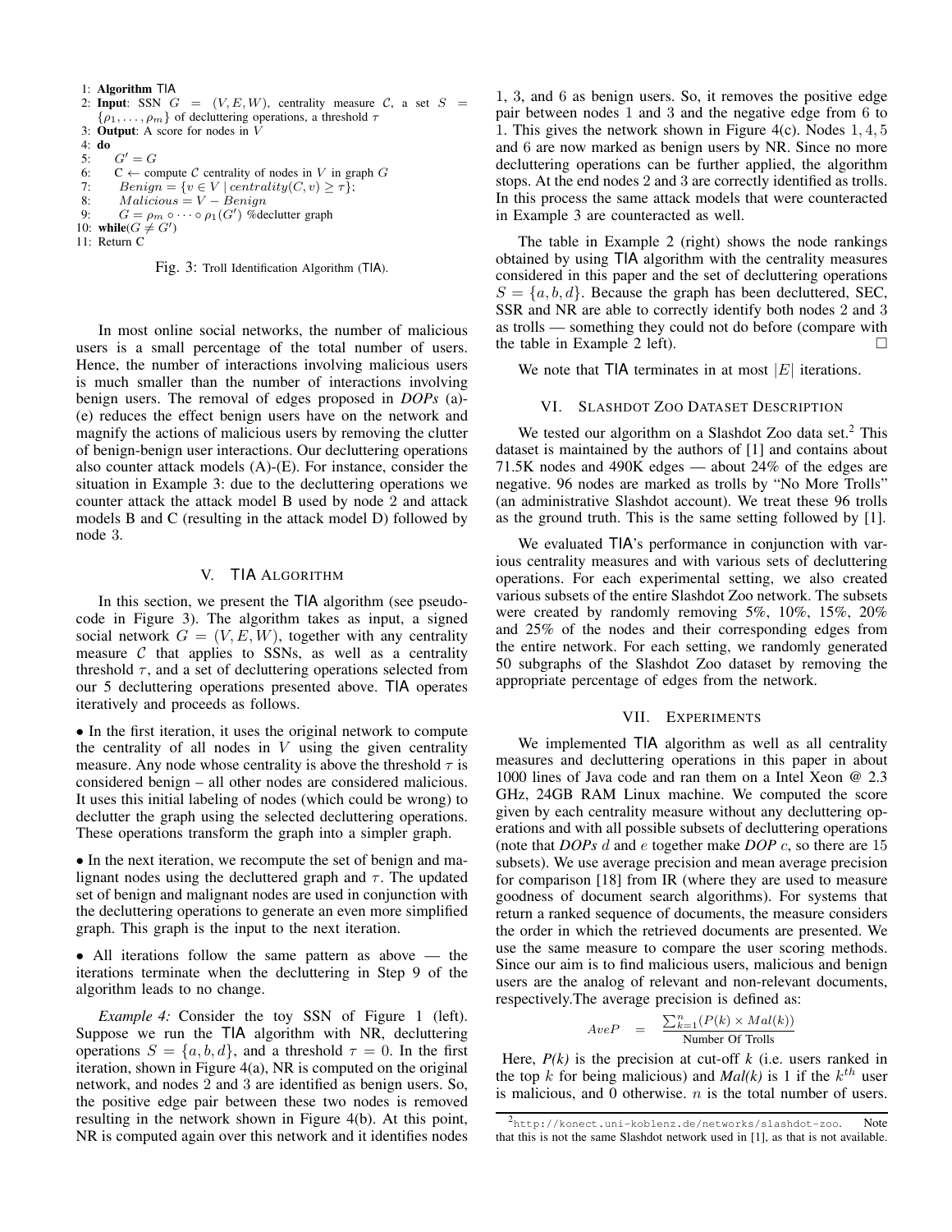```
1: Algorithm TIA
2: Input: SSN G = (V, E, W), centrality measure C, a set S =
   {ρ_1, ..., ρ_m} of decluttering operations, a threshold τ
3: Output: A score for nodes in V
4: do
5:     G' = G
6:     C ← compute C centrality of nodes in V in graph G
7:     Benign = {v ∈ V | centrality(C, v) ≥ τ};
8:     Malicious = V − Benign
9:     G = ρ_m ∘ ··· ∘ ρ_1(G') %declutter graph
10: while(G ≠ G')
11: Return C
```

Fig. 3: Troll Identification Algorithm (TIA).

In most online social networks, the number of malicious users is a small percentage of the total number of users. Hence, the number of interactions involving malicious users is much smaller than the number of interactions involving benign users. The removal of edges proposed in *DOPs* (a)-(e) reduces the effect benign users have on the network and magnify the actions of malicious users by removing the clutter of benign-benign user interactions. Our decluttering operations also counter attack models (A)-(E). For instance, consider the situation in Example 3: due to the decluttering operations we counter attack the attack model B used by node 2 and attack models B and C (resulting in the attack model D) followed by node 3.

## V. TIA Algorithm

In this section, we present the TIA algorithm (see pseudocode in Figure 3). The algorithm takes as input, a signed social network $G = (V, E, W)$, together with any centrality measure $\mathcal{C}$ that applies to SSNs, as well as a centrality threshold $\tau$, and a set of decluttering operations selected from our 5 decluttering operations presented above. TIA operates iteratively and proceeds as follows.

- In the first iteration, it uses the original network to compute the centrality of all nodes in $V$ using the given centrality measure. Any node whose centrality is above the threshold $\tau$ is considered benign – all other nodes are considered malicious. It uses this initial labeling of nodes (which could be wrong) to declutter the graph using the selected decluttering operations. These operations transform the graph into a simpler graph.

- In the next iteration, we recompute the set of benign and malignant nodes using the decluttered graph and $\tau$. The updated set of benign and malignant nodes are used in conjunction with the decluttering operations to generate an even more simplified graph. This graph is the input to the next iteration.

- All iterations follow the same pattern as above — the iterations terminate when the decluttering in Step 9 of the algorithm leads to no change.

*Example 4:* Consider the toy SSN of Figure 1 (left). Suppose we run the TIA algorithm with NR, decluttering operations $S = \{a, b, d\}$, and a threshold $\tau = 0$. In the first iteration, shown in Figure 4(a), NR is computed on the original network, and nodes 2 and 3 are identified as benign users. So, the positive edge pair between these two nodes is removed resulting in the network shown in Figure 4(b). At this point, NR is computed again over this network and it identifies nodes 1, 3, and 6 as benign users. So, it removes the positive edge pair between nodes 1 and 3 and the negative edge from 6 to 1. This gives the network shown in Figure 4(c). Nodes $1, 4, 5$ and 6 are now marked as benign users by NR. Since no more decluttering operations can be further applied, the algorithm stops. At the end nodes 2 and 3 are correctly identified as trolls. In this process the same attack models that were counteracted in Example 3 are counteracted as well.

The table in Example 2 (right) shows the node rankings obtained by using TIA algorithm with the centrality measures considered in this paper and the set of decluttering operations $S = \{a, b, d\}$. Because the graph has been decluttered, SEC, SSR and NR are able to correctly identify both nodes 2 and 3 as trolls — something they could not do before (compare with the table in Example 2 left). □

We note that TIA terminates in at most $|E|$ iterations.

## VI. Slashdot Zoo Dataset Description

We tested our algorithm on a Slashdot Zoo data set.[2] This dataset is maintained by the authors of [1] and contains about 71.5K nodes and 490K edges — about 24% of the edges are negative. 96 nodes are marked as trolls by "No More Trolls" (an administrative Slashdot account). We treat these 96 trolls as the ground truth. This is the same setting followed by [1].

We evaluated TIA's performance in conjunction with various centrality measures and with various sets of decluttering operations. For each experimental setting, we also created various subsets of the entire Slashdot Zoo network. The subsets were created by randomly removing 5%, 10%, 15%, 20% and 25% of the nodes and their corresponding edges from the entire network. For each setting, we randomly generated 50 subgraphs of the Slashdot Zoo dataset by removing the appropriate percentage of edges from the network.

## VII. Experiments

We implemented TIA algorithm as well as all centrality measures and decluttering operations in this paper in about 1000 lines of Java code and ran them on a Intel Xeon @ 2.3 GHz, 24GB RAM Linux machine. We computed the score given by each centrality measure without any decluttering operations and with all possible subsets of decluttering operations (note that *DOPs* $d$ and $e$ together make *DOP* $c$, so there are 15 subsets). We use average precision and mean average precision for comparison [18] from IR (where they are used to measure goodness of document search algorithms). For systems that return a ranked sequence of documents, the measure considers the order in which the retrieved documents are presented. We use the same measure to compare the user scoring methods. Since our aim is to find malicious users, malicious and benign users are the analog of relevant and non-relevant documents, respectively.The average precision is defined as:

$$AveP = \frac{\sum_{k=1}^{n}(P(k) \times Mal(k))}{\text{Number Of Trolls}}$$

Here, *P(k)* is the precision at cut-off *k* (i.e. users ranked in the top $k$ for being malicious) and *Mal(k)* is 1 if the $k^{th}$ user is malicious, and 0 otherwise. $n$ is the total number of users.

[2] http://konect.uni-koblenz.de/networks/slashdot-zoo. Note that this is not the same Slashdot network used in [1], as that is not available.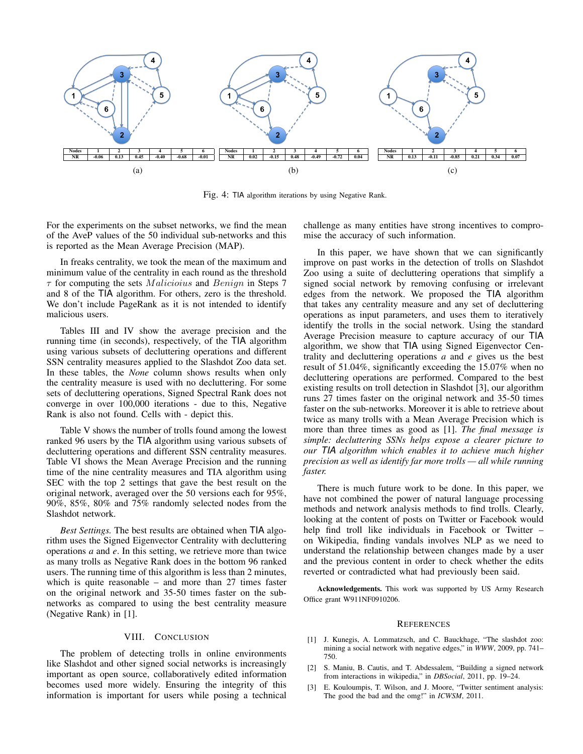| Nodes | 1 | 2 | 3 | 4 | 5 | 6 |
|---|---|---|---|---|---|---|
| NR | -0.06 | 0.13 | 0.45 | -0.40 | -0.68 | -0.01 |

(a)

| Nodes | 1 | 2 | 3 | 4 | 5 | 6 |
|---|---|---|---|---|---|---|
| NR | 0.02 | -0.15 | 0.48 | -0.49 | -0.72 | 0.04 |

(b)

| Nodes | 1 | 2 | 3 | 4 | 5 | 6 |
|---|---|---|---|---|---|---|
| NR | 0.13 | -0.11 | -0.85 | 0.21 | 0.34 | 0.07 |

(c)

Fig. 4: TIA algorithm iterations by using Negative Rank.

For the experiments on the subset networks, we find the mean of the AveP values of the 50 individual sub-networks and this is reported as the Mean Average Precision (MAP).

In freaks centrality, we took the mean of the maximum and minimum value of the centrality in each round as the threshold $\tau$ for computing the sets $Malicioius$ and $Benign$ in Steps 7 and 8 of the TIA algorithm. For others, zero is the threshold. We don't include PageRank as it is not intended to identify malicious users.

Tables III and IV show the average precision and the running time (in seconds), respectively, of the TIA algorithm using various subsets of decluttering operations and different SSN centrality measures applied to the Slashdot Zoo data set. In these tables, the *None* column shows results when only the centrality measure is used with no decluttering. For some sets of decluttering operations, Signed Spectral Rank does not converge in over 100,000 iterations - due to this, Negative Rank is also not found. Cells with - depict this.

Table V shows the number of trolls found among the lowest ranked 96 users by the TIA algorithm using various subsets of decluttering operations and different SSN centrality measures. Table VI shows the Mean Average Precision and the running time of the nine centrality measures and TIA algorithm using SEC with the top 2 settings that gave the best result on the original network, averaged over the 50 versions each for 95%, 90%, 85%, 80% and 75% randomly selected nodes from the Slashdot network.

*Best Settings.* The best results are obtained when TIA algorithm uses the Signed Eigenvector Centrality with decluttering operations *a* and *e*. In this setting, we retrieve more than twice as many trolls as Negative Rank does in the bottom 96 ranked users. The running time of this algorithm is less than 2 minutes, which is quite reasonable – and more than 27 times faster on the original network and 35-50 times faster on the sub-networks as compared to using the best centrality measure (Negative Rank) in [1].

## VIII. Conclusion

The problem of detecting trolls in online environments like Slashdot and other signed social networks is increasingly important as open source, collaboratively edited information becomes used more widely. Ensuring the integrity of this information is important for users while posing a technical challenge as many entities have strong incentives to compromise the accuracy of such information.

In this paper, we have shown that we can significantly improve on past works in the detection of trolls on Slashdot Zoo using a suite of decluttering operations that simplify a signed social network by removing confusing or irrelevant edges from the network. We proposed the TIA algorithm that takes any centrality measure and any set of decluttering operations as input parameters, and uses them to iteratively identify the trolls in the social network. Using the standard Average Precision measure to capture accuracy of our TIA algorithm, we show that TIA using Signed Eigenvector Centrality and decluttering operations *a* and *e* gives us the best result of 51.04%, significantly exceeding the 15.07% when no decluttering operations are performed. Compared to the best existing results on troll detection in Slashdot [3], our algorithm runs 27 times faster on the original network and 35-50 times faster on the sub-networks. Moreover it is able to retrieve about twice as many trolls with a Mean Average Precision which is more than three times as good as [1]. *The final message is simple: decluttering SSNs helps expose a clearer picture to our TIA algorithm which enables it to achieve much higher precision as well as identify far more trolls — all while running faster.*

There is much future work to be done. In this paper, we have not combined the power of natural language processing methods and network analysis methods to find trolls. Clearly, looking at the content of posts on Twitter or Facebook would help find troll like individuals in Facebook or Twitter – on Wikipedia, finding vandals involves NLP as we need to understand the relationship between changes made by a user and the previous content in order to check whether the edits reverted or contradicted what had previously been said.

**Acknowledgements.** This work was supported by US Army Research Office grant W911NF0910206.

## References

[1] J. Kunegis, A. Lommatzsch, and C. Bauckhage, "The slashdot zoo: mining a social network with negative edges," in *WWW*, 2009, pp. 741–750.

[2] S. Maniu, B. Cautis, and T. Abdessalem, "Building a signed network from interactions in wikipedia," in *DBSocial*, 2011, pp. 19–24.

[3] E. Kouloumpis, T. Wilson, and J. Moore, "Twitter sentiment analysis: The good the bad and the omg!" in *ICWSM*, 2011.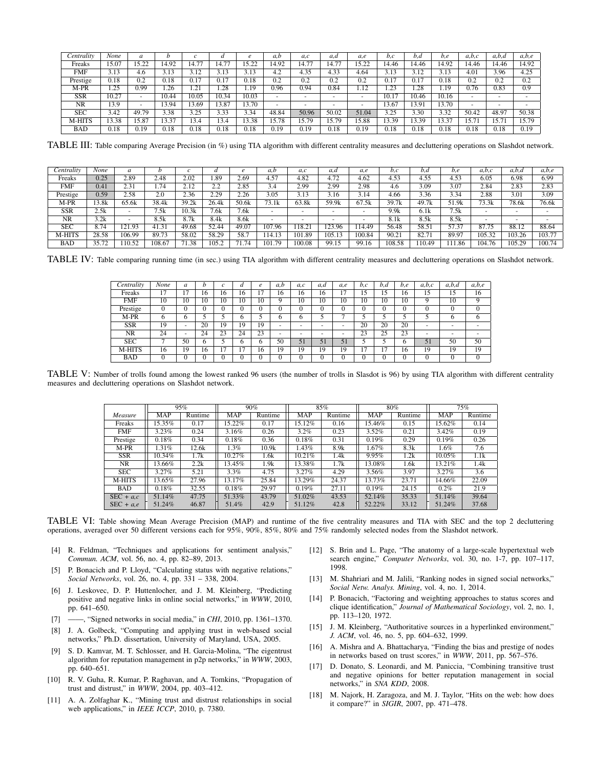| *Centrality* | *None* | *a* | *b* | *c* | *d* | *e* | *a,b* | *a,c* | *a,d* | *a,e* | *b,c* | *b,d* | *b,e* | *a,b,c* | *a,b,d* | *a,b,e* |
|---|---|---|---|---|---|---|---|---|---|---|---|---|---|---|---|---|
| Freaks | 15.07 | 15.22 | 14.92 | 14.77 | 14.77 | 15.22 | 14.92 | 14.77 | 14.77 | 15.22 | 14.46 | 14.46 | 14.92 | 14.46 | 14.46 | 14.92 |
| FMF | 3.13 | 4.6 | 3.13 | 3.12 | 3.13 | 3.13 | 4.2 | 4.35 | 4.33 | 4.64 | 3.13 | 3.12 | 3.13 | 4.01 | 3.96 | 4.25 |
| Prestige | 0.18 | 0.2 | 0.18 | 0.17 | 0.17 | 0.18 | 0.2 | 0.2 | 0.2 | 0.2 | 0.17 | 0.17 | 0.18 | 0.2 | 0.2 | 0.2 |
| M-PR | 1.25 | 0.99 | 1.26 | 1.21 | 1.28 | 1.19 | 0.96 | 0.94 | 0.84 | 1.12 | 1.23 | 1.28 | 1.19 | 0.76 | 0.83 | 0.9 |
| SSR | 10.27 | - | 10.44 | 10.05 | 10.34 | 10.03 | - | - | - | - | 10.17 | 10.46 | 10.16 | - | - | - |
| NR | 13.9 | - | 13.94 | 13.69 | 13.87 | 13.70 | - | - | - | - | 13.67 | 13.91 | 13.70 | - | - | - |
| SEC | 3.42 | 49.79 | 3.38 | 3.25 | 3.33 | 3.34 | 48.84 | 50.96 | 50.02 | 51.04 | 3.25 | 3.30 | 3.32 | 50.42 | 48.97 | 50.38 |
| M-HITS | 13.38 | 15.87 | 13.37 | 13.4 | 13.4 | 13.38 | 15.78 | 15.79 | 15.79 | 15.88 | 13.39 | 13.39 | 13.37 | 15.71 | 15.71 | 15.79 |
| BAD | 0.18 | 0.19 | 0.18 | 0.18 | 0.18 | 0.18 | 0.19 | 0.19 | 0.18 | 0.19 | 0.18 | 0.18 | 0.18 | 0.18 | 0.18 | 0.19 |

TABLE III: Table comparing Average Precision (in %) using TIA algorithm with different centrality measures and decluttering operations on Slashdot network.

| *Centrality* | *None* | *a* | *b* | *c* | *d* | *e* | *a,b* | *a,c* | *a,d* | *a,e* | *b,c* | *b,d* | *b,e* | *a,b,c* | *a,b,d* | *a,b,e* |
|---|---|---|---|---|---|---|---|---|---|---|---|---|---|---|---|---|
| Freaks | 0.25 | 2.89 | 2.48 | 2.02 | 1.89 | 2.69 | 4.57 | 4.82 | 4.72 | 4.62 | 4.53 | 4.55 | 4.53 | 6.05 | 6.98 | 6.99 |
| FMF | 0.41 | 2.31 | 1.74 | 2.12 | 2.2 | 2.85 | 3.4 | 2.99 | 2.99 | 2.98 | 4.6 | 3.09 | 3.07 | 2.84 | 2.83 | 2.83 |
| Prestige | 0.59 | 2.58 | 2.0 | 2.36 | 2.29 | 2.26 | 3.05 | 3.13 | 3.16 | 3.14 | 4.66 | 3.36 | 3.34 | 2.88 | 3.01 | 3.09 |
| M-PR | 13.8k | 65.6k | 38.4k | 39.2k | 26.4k | 50.6k | 73.1k | 63.8k | 59.9k | 67.5k | 39.7k | 49.7k | 51.9k | 73.3k | 78.6k | 76.6k |
| SSR | 2.5k | - | 7.5k | 10.3k | 7.6k | 7.6k | - | - | - | - | 9.9k | 6.1k | 7.5k | - | - | - |
| NR | 3.2k | - | 8.5k | 8.7k | 8.4k | 8.6k | - | - | - | - | 8.1k | 8.5k | 8.5k | - | - | - |
| SEC | 8.74 | 121.93 | 41.31 | 49.68 | 52.44 | 49.07 | 107.96 | 118.21 | 123.96 | 114.49 | 56.48 | 58.51 | 57.37 | 87.75 | 88.12 | 88.64 |
| M-HITS | 28.58 | 106.99 | 89.73 | 58.02 | 58.29 | 58.7 | 114.13 | 101.89 | 105.13 | 100.84 | 90.21 | 82.71 | 89.97 | 105.32 | 103.26 | 103.77 |
| BAD | 35.72 | 110.52 | 108.67 | 71.38 | 105.2 | 71.74 | 101.79 | 100.08 | 99.15 | 99.16 | 108.58 | 110.49 | 111.86 | 104.76 | 105.29 | 100.74 |

TABLE IV: Table comparing running time (in sec.) using TIA algorithm with different centrality measures and decluttering operations on Slashdot network.

| *Centrality* | *None* | *a* | *b* | *c* | *d* | *e* | *a,b* | *a,c* | *a,d* | *a,e* | *b,c* | *b,d* | *b,e* | *a,b,c* | *a,b,d* | *a,b,e* |
|---|---|---|---|---|---|---|---|---|---|---|---|---|---|---|---|---|
| Freaks | 17 | 17 | 16 | 16 | 16 | 17 | 16 | 16 | 16 | 17 | 15 | 15 | 16 | 15 | 15 | 16 |
| FMF | 10 | 10 | 10 | 10 | 10 | 10 | 9 | 10 | 10 | 10 | 10 | 10 | 10 | 9 | 10 | 9 |
| Prestige | 0 | 0 | 0 | 0 | 0 | 0 | 0 | 0 | 0 | 0 | 0 | 0 | 0 | 0 | 0 | 0 |
| M-PR | 6 | 6 | 5 | 5 | 6 | 5 | 6 | 6 | 5 | 7 | 5 | 5 | 5 | 5 | 6 | 6 |
| SSR | 19 | - | 20 | 19 | 19 | 19 | - | - | - | - | 20 | 20 | 20 | - | - | - |
| NR | 24 | - | 24 | 23 | 24 | 23 | - | - | - | - | 23 | 25 | 23 | - | - | - |
| SEC | 7 | 50 | 6 | 5 | 6 | 6 | 50 | 51 | 51 | 51 | 5 | 5 | 6 | 51 | 50 | 50 |
| M-HITS | 16 | 19 | 16 | 17 | 17 | 16 | 19 | 19 | 19 | 19 | 17 | 17 | 16 | 19 | 19 | 19 |
| BAD | 0 | 0 | 0 | 0 | 0 | 0 | 0 | 0 | 0 | 0 | 0 | 0 | 0 | 0 | 0 | 0 |

TABLE V: Number of trolls found among the lowest ranked 96 users (the number of trolls in Slasdot is 96) by using TIA algorithm with different centrality measures and decluttering operations on Slashdot network.

| | 95% | | 90% | | 85% | | 80% | | 75% | |
|---|---|---|---|---|---|---|---|---|---|---|
| *Measure* | MAP | Runtime | MAP | Runtime | MAP | Runtime | MAP | Runtime | MAP | Runtime |
| Freaks | 15.35% | 0.17 | 15.22% | 0.17 | 15.12% | 0.16 | 15.46% | 0.15 | 15.62% | 0.14 |
| FMF | 3.23% | 0.24 | 3.16% | 0.26 | 3.2% | 0.23 | 3.52% | 0.21 | 3.42% | 0.19 |
| Prestige | 0.18% | 0.34 | 0.18% | 0.36 | 0.18% | 0.31 | 0.19% | 0.29 | 0.19% | 0.26 |
| M-PR | 1.31% | 12.6k | 1.3% | 10.9k | 1.43% | 8.9k | 1.67% | 8.3k | 1.6% | 7.6 |
| SSR | 10.34% | 1.7k | 10.27% | 1.6k | 10.21% | 1.4k | 9.95% | 1.2k | 10.05% | 1.1k |
| NR | 13.66% | 2.2k | 13.45% | 1.9k | 13.38% | 1.7k | 13.08% | 1.6k | 13.21% | 1.4k |
| SEC | 3.27% | 5.21 | 3.3% | 4.75 | 3.27% | 4.29 | 3.56% | 3.97 | 3.27% | 3.6 |
| M-HITS | 13.65% | 27.96 | 13.17% | 25.84 | 13.29% | 24.37 | 13.73% | 23.71 | 14.66% | 22.09 |
| BAD | 0.18% | 32.55 | 0.18% | 29.97 | 0.19% | 27.11 | 0.19% | 24.15 | 0.2% | 21.9 |
| SEC + *a,c* | 51.14% | 47.75 | 51.33% | 43.79 | 51.02% | 43.53 | 52.14% | 35.33 | 51.14% | 39.64 |
| SEC + *a,e* | 51.24% | 46.87 | 51.4% | 42.9 | 51.12% | 42.8 | 52.22% | 33.12 | 51.24% | 37.68 |

TABLE VI: Table showing Mean Average Precision (MAP) and runtime of the five centrality measures and TIA with SEC and the top 2 decluttering operations, averaged over 50 different versions each for 95%, 90%, 85%, 80% and 75% randomly selected nodes from the Slashdot network.

[4] R. Feldman, "Techniques and applications for sentiment analysis," *Commun. ACM*, vol. 56, no. 4, pp. 82–89, 2013.

[5] P. Bonacich and P. Lloyd, "Calculating status with negative relations," *Social Networks*, vol. 26, no. 4, pp. 331 – 338, 2004.

[6] J. Leskovec, D. P. Huttenlocher, and J. M. Kleinberg, "Predicting positive and negative links in online social networks," in *WWW*, 2010, pp. 641–650.

[7] ——, "Signed networks in social media," in *CHI*, 2010, pp. 1361–1370.

[8] J. A. Golbeck, "Computing and applying trust in web-based social networks," Ph.D. dissertation, University of Maryland, USA, 2005.

[9] S. D. Kamvar, M. T. Schlosser, and H. Garcia-Molina, "The eigentrust algorithm for reputation management in p2p networks," in *WWW*, 2003, pp. 640–651.

[10] R. V. Guha, R. Kumar, P. Raghavan, and A. Tomkins, "Propagation of trust and distrust," in *WWW*, 2004, pp. 403–412.

[11] A. A. Zolfaghar K., "Mining trust and distrust relationships in social web applications," in *IEEE ICCP*, 2010, p. 7380.

[12] S. Brin and L. Page, "The anatomy of a large-scale hypertextual web search engine," *Computer Networks*, vol. 30, no. 1-7, pp. 107–117, 1998.

[13] M. Shahriari and M. Jalili, "Ranking nodes in signed social networks," *Social Netw. Analys. Mining*, vol. 4, no. 1, 2014.

[14] P. Bonacich, "Factoring and weighting approaches to status scores and clique identification," *Journal of Mathematical Sociology*, vol. 2, no. 1, pp. 113–120, 1972.

[15] J. M. Kleinberg, "Authoritative sources in a hyperlinked environment," *J. ACM*, vol. 46, no. 5, pp. 604–632, 1999.

[16] A. Mishra and A. Bhattacharya, "Finding the bias and prestige of nodes in networks based on trust scores," in *WWW*, 2011, pp. 567–576.

[17] D. Donato, S. Leonardi, and M. Paniccia, "Combining transitive trust and negative opinions for better reputation management in social networks," in *SNA KDD*, 2008.

[18] M. Najork, H. Zaragoza, and M. J. Taylor, "Hits on the web: how does it compare?" in *SIGIR*, 2007, pp. 471–478.